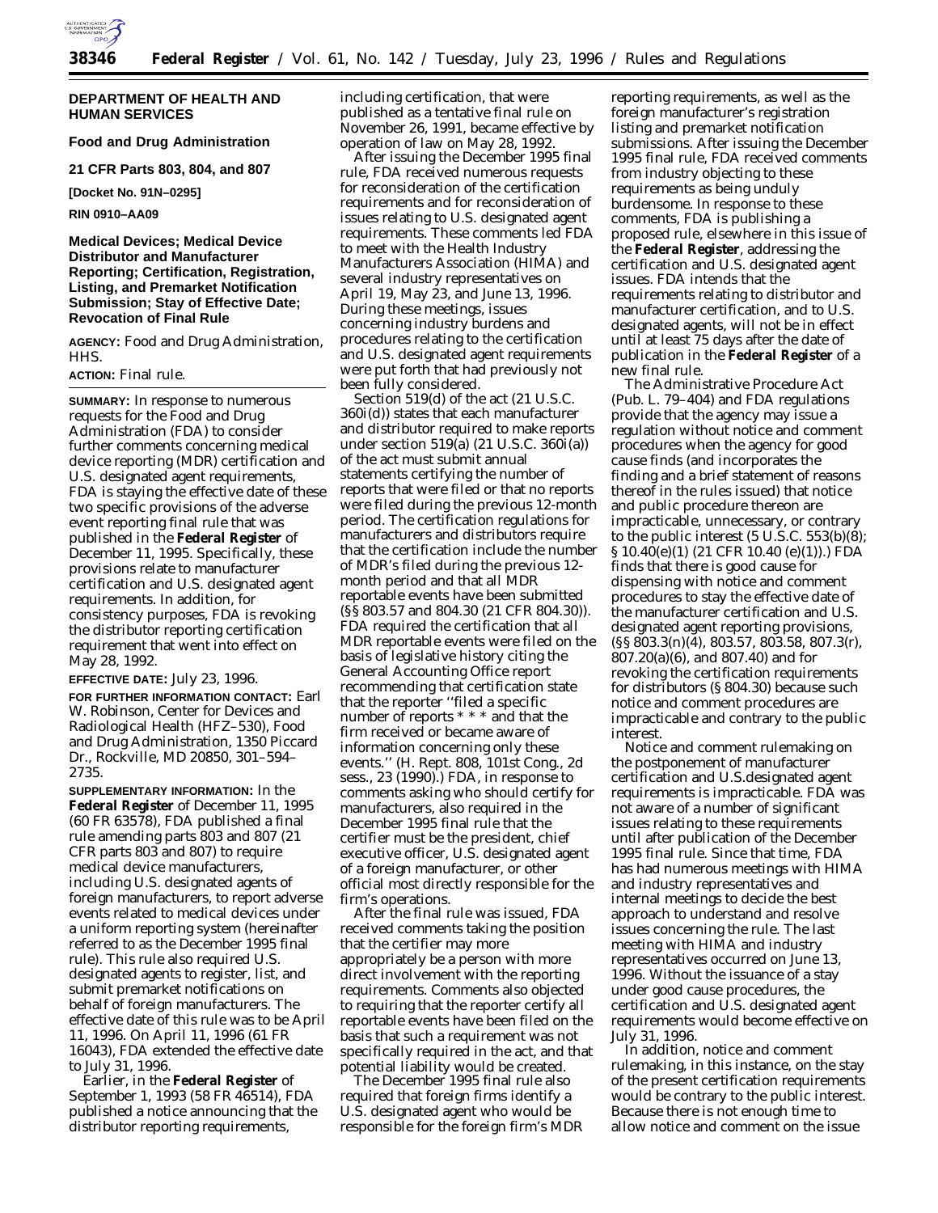**DEPARTMENT OF HEALTH AND HUMAN SERVICES**

**Food and Drug Administration**

**21 CFR Parts 803, 804, and 807**

**[Docket No. 91N–0295]**

**RIN 0910–AA09**

**Medical Devices; Medical Device Distributor and Manufacturer Reporting; Certification, Registration, Listing, and Premarket Notification Submission; Stay of Effective Date; Revocation of Final Rule**

**AGENCY:** Food and Drug Administration, HHS.

**ACTION:** Final rule.

**SUMMARY:** In response to numerous requests for the Food and Drug Administration (FDA) to consider further comments concerning medical device reporting (MDR) certification and U.S. designated agent requirements, FDA is staying the effective date of these two specific provisions of the adverse event reporting final rule that was published in the **Federal Register** of December 11, 1995. Specifically, these provisions relate to manufacturer certification and U.S. designated agent requirements. In addition, for consistency purposes, FDA is revoking the distributor reporting certification requirement that went into effect on May 28, 1992.

**EFFECTIVE DATE:** July 23, 1996.

**FOR FURTHER INFORMATION CONTACT:** Earl W. Robinson, Center for Devices and Radiological Health (HFZ–530), Food and Drug Administration, 1350 Piccard Dr., Rockville, MD 20850, 301–594–2735.

**SUPPLEMENTARY INFORMATION:** In the **Federal Register** of December 11, 1995 (60 FR 63578), FDA published a final rule amending parts 803 and 807 (21 CFR parts 803 and 807) to require medical device manufacturers, including U.S. designated agents of foreign manufacturers, to report adverse events related to medical devices under a uniform reporting system (hereinafter referred to as the December 1995 final rule). This rule also required U.S. designated agents to register, list, and submit premarket notifications on behalf of foreign manufacturers. The effective date of this rule was to be April 11, 1996. On April 11, 1996 (61 FR 16043), FDA extended the effective date to July 31, 1996.

Earlier, in the **Federal Register** of September 1, 1993 (58 FR 46514), FDA published a notice announcing that the distributor reporting requirements, including certification, that were published as a tentative final rule on November 26, 1991, became effective by operation of law on May 28, 1992.

After issuing the December 1995 final rule, FDA received numerous requests for reconsideration of the certification requirements and for reconsideration of issues relating to U.S. designated agent requirements. These comments led FDA to meet with the Health Industry Manufacturers Association (HIMA) and several industry representatives on April 19, May 23, and June 13, 1996. During these meetings, issues concerning industry burdens and procedures relating to the certification and U.S. designated agent requirements were put forth that had previously not been fully considered.

Section 519(d) of the act (21 U.S.C. 360i(d)) states that each manufacturer and distributor required to make reports under section 519(a) (21 U.S.C. 360i(a)) of the act must submit annual statements certifying the number of reports that were filed or that no reports were filed during the previous 12-month period. The certification regulations for manufacturers and distributors require that the certification include the number of MDR's filed during the previous 12-month period and that all MDR reportable events have been submitted (§§ 803.57 and 804.30 (21 CFR 804.30)). FDA required the certification that all MDR reportable events were filed on the basis of legislative history citing the General Accounting Office report recommending that certification state that the reporter ''filed a specific number of reports * * * and that the firm received or became aware of information concerning only these events.'' (H. Rept. 808, 101st Cong., 2d sess., 23 (1990).) FDA, in response to comments asking who should certify for manufacturers, also required in the December 1995 final rule that the certifier must be the president, chief executive officer, U.S. designated agent of a foreign manufacturer, or other official most directly responsible for the firm's operations.

After the final rule was issued, FDA received comments taking the position that the certifier may more appropriately be a person with more direct involvement with the reporting requirements. Comments also objected to requiring that the reporter certify all reportable events have been filed on the basis that such a requirement was not specifically required in the act, and that potential liability would be created.

The December 1995 final rule also required that foreign firms identify a U.S. designated agent who would be responsible for the foreign firm's MDR reporting requirements, as well as the foreign manufacturer's registration listing and premarket notification submissions. After issuing the December 1995 final rule, FDA received comments from industry objecting to these requirements as being unduly burdensome. In response to these comments, FDA is publishing a proposed rule, elsewhere in this issue of the **Federal Register**, addressing the certification and U.S. designated agent issues. FDA intends that the requirements relating to distributor and manufacturer certification, and to U.S. designated agents, will not be in effect until at least 75 days after the date of publication in the **Federal Register** of a new final rule.

The Administrative Procedure Act (Pub. L. 79–404) and FDA regulations provide that the agency may issue a regulation without notice and comment procedures when the agency for good cause finds (and incorporates the finding and a brief statement of reasons thereof in the rules issued) that notice and public procedure thereon are impracticable, unnecessary, or contrary to the public interest (5 U.S.C. 553(b)(8); § 10.40(e)(1) (21 CFR 10.40 (e)(1)).) FDA finds that there is good cause for dispensing with notice and comment procedures to stay the effective date of the manufacturer certification and U.S. designated agent reporting provisions, (§§ 803.3(n)(4), 803.57, 803.58, 807.3(r), 807.20(a)(6), and 807.40) and for revoking the certification requirements for distributors (§ 804.30) because such notice and comment procedures are impracticable and contrary to the public interest.

Notice and comment rulemaking on the postponement of manufacturer certification and U.S.designated agent requirements is impracticable. FDA was not aware of a number of significant issues relating to these requirements until after publication of the December 1995 final rule. Since that time, FDA has had numerous meetings with HIMA and industry representatives and internal meetings to decide the best approach to understand and resolve issues concerning the rule. The last meeting with HIMA and industry representatives occurred on June 13, 1996. Without the issuance of a stay under good cause procedures, the certification and U.S. designated agent requirements would become effective on July 31, 1996.

In addition, notice and comment rulemaking, in this instance, on the stay of the present certification requirements would be contrary to the public interest. Because there is not enough time to allow notice and comment on the issue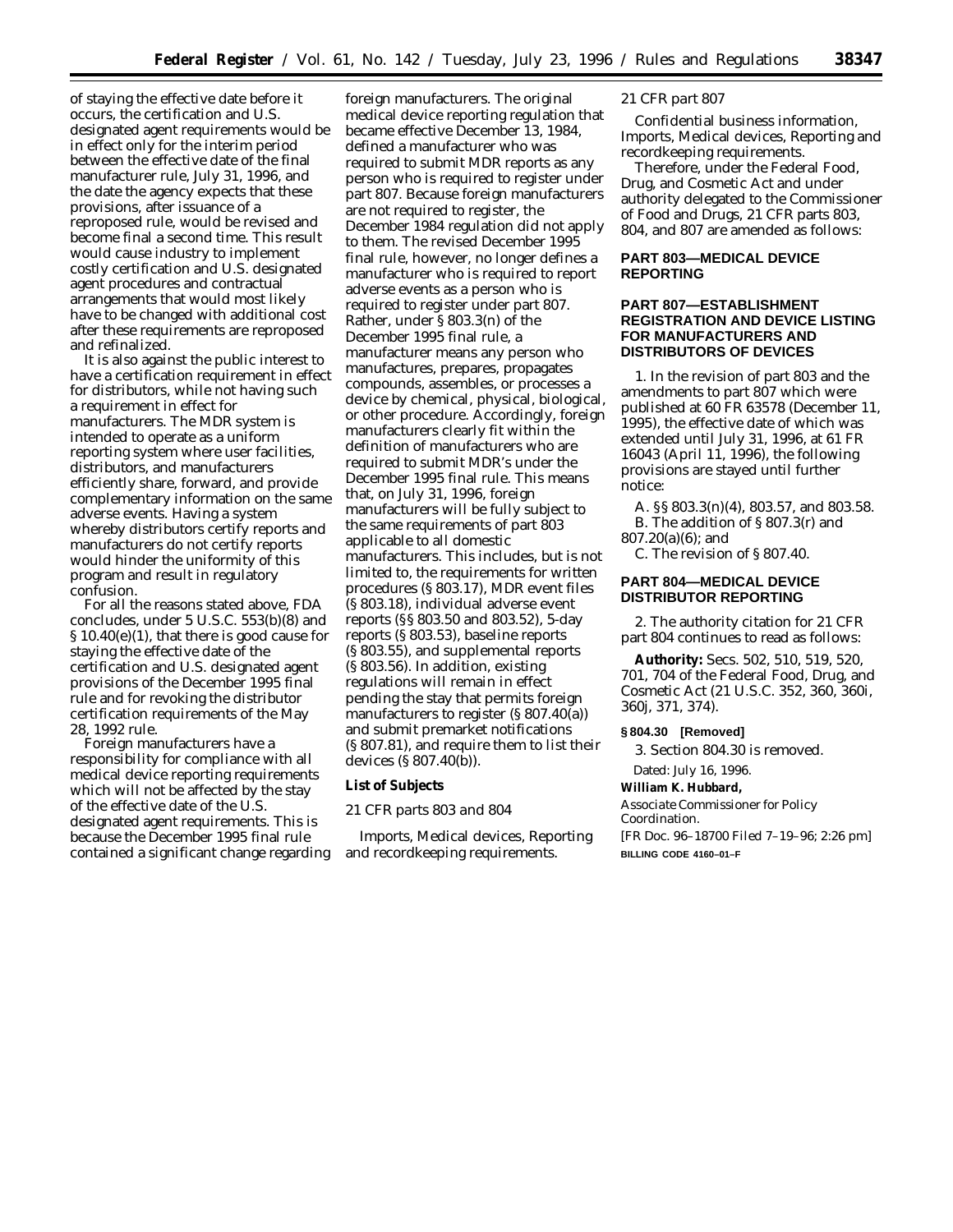of staying the effective date before it occurs, the certification and U.S. designated agent requirements would be in effect only for the interim period between the effective date of the final manufacturer rule, July 31, 1996, and the date the agency expects that these provisions, after issuance of a reproposed rule, would be revised and become final a second time. This result would cause industry to implement costly certification and U.S. designated agent procedures and contractual arrangements that would most likely have to be changed with additional cost after these requirements are reproposed and refinalized.

It is also against the public interest to have a certification requirement in effect for distributors, while not having such a requirement in effect for manufacturers. The MDR system is intended to operate as a uniform reporting system where user facilities, distributors, and manufacturers efficiently share, forward, and provide complementary information on the same adverse events. Having a system whereby distributors certify reports and manufacturers do not certify reports would hinder the uniformity of this program and result in regulatory confusion.

For all the reasons stated above, FDA concludes, under 5 U.S.C. 553(b)(8) and § 10.40(e)(1), that there is good cause for staying the effective date of the certification and U.S. designated agent provisions of the December 1995 final rule and for revoking the distributor certification requirements of the May 28, 1992 rule.

Foreign manufacturers have a responsibility for compliance with all medical device reporting requirements which will not be affected by the stay of the effective date of the U.S. designated agent requirements. This is because the December 1995 final rule contained a significant change regarding foreign manufacturers. The original medical device reporting regulation that became effective December 13, 1984, defined a manufacturer who was required to submit MDR reports as any person who is required to register under part 807. Because foreign manufacturers are not required to register, the December 1984 regulation did not apply to them. The revised December 1995 final rule, however, no longer defines a manufacturer who is required to report adverse events as a person who is required to register under part 807. Rather, under § 803.3(n) of the December 1995 final rule, a manufacturer means any person who manufactures, prepares, propagates compounds, assembles, or processes a device by chemical, physical, biological, or other procedure. Accordingly, foreign manufacturers clearly fit within the definition of manufacturers who are required to submit MDR's under the December 1995 final rule. This means that, on July 31, 1996, foreign manufacturers will be fully subject to the same requirements of part 803 applicable to all domestic manufacturers. This includes, but is not limited to, the requirements for written procedures (§ 803.17), MDR event files (§ 803.18), individual adverse event reports (§§ 803.50 and 803.52), 5-day reports (§ 803.53), baseline reports (§ 803.55), and supplemental reports (§ 803.56). In addition, existing regulations will remain in effect pending the stay that permits foreign manufacturers to register (§ 807.40(a)) and submit premarket notifications (§ 807.81), and require them to list their devices (§ 807.40(b)).

**List of Subjects**

*21 CFR parts 803 and 804*

Imports, Medical devices, Reporting and recordkeeping requirements.

*21 CFR part 807*

Confidential business information, Imports, Medical devices, Reporting and recordkeeping requirements.

Therefore, under the Federal Food, Drug, and Cosmetic Act and under authority delegated to the Commissioner of Food and Drugs, 21 CFR parts 803, 804, and 807 are amended as follows:

## PART 803—MEDICAL DEVICE REPORTING

## PART 807—ESTABLISHMENT REGISTRATION AND DEVICE LISTING FOR MANUFACTURERS AND DISTRIBUTORS OF DEVICES

1. In the revision of part 803 and the amendments to part 807 which were published at 60 FR 63578 (December 11, 1995), the effective date of which was extended until July 31, 1996, at 61 FR 16043 (April 11, 1996), the following provisions are stayed until further notice:

A. §§ 803.3(n)(4), 803.57, and 803.58.
B. The addition of § 807.3(r) and 807.20(a)(6); and
C. The revision of § 807.40.

## PART 804—MEDICAL DEVICE DISTRIBUTOR REPORTING

2. The authority citation for 21 CFR part 804 continues to read as follows:

**Authority:** Secs. 502, 510, 519, 520, 701, 704 of the Federal Food, Drug, and Cosmetic Act (21 U.S.C. 352, 360, 360i, 360j, 371, 374).

**§ 804.30 [Removed]**

3. Section 804.30 is removed.

Dated: July 16, 1996.

**William K. Hubbard,**

*Associate Commissioner for Policy Coordination.*

[FR Doc. 96–18700 Filed 7–19–96; 2:26 pm]

**BILLING CODE 4160–01–F**